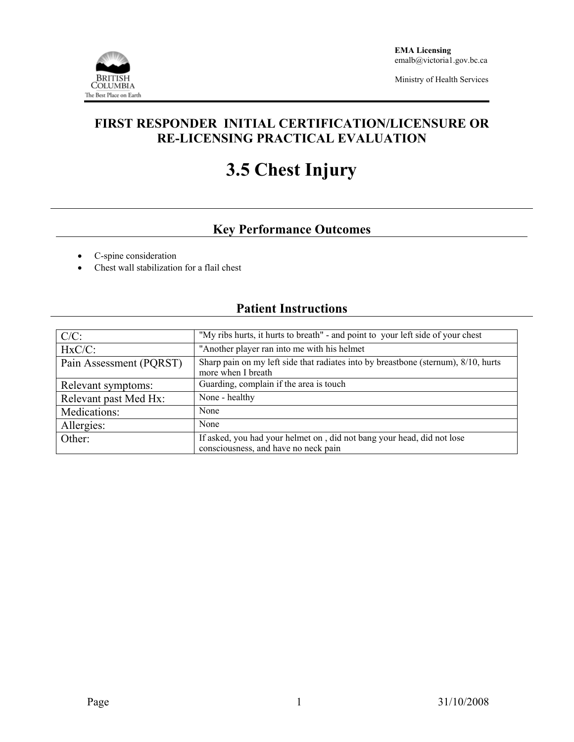EMA Licensing
emalb@victoria1.gov.bc.ca

Ministry of Health Services

## FIRST RESPONDER INITIAL CERTIFICATION/LICENSURE OR RE-LICENSING PRACTICAL EVALUATION

# 3.5 Chest Injury

## Key Performance Outcomes

- C-spine consideration
- Chest wall stabilization for a flail chest

## Patient Instructions

| | |
|---|---|
| C/C: | "My ribs hurts, it hurts to breath" - and point to your left side of your chest |
| HxC/C: | "Another player ran into me with his helmet |
| Pain Assessment (PQRST) | Sharp pain on my left side that radiates into by breastbone (sternum), 8/10, hurts more when I breath |
| Relevant symptoms: | Guarding, complain if the area is touch |
| Relevant past Med Hx: | None - healthy |
| Medications: | None |
| Allergies: | None |
| Other: | If asked, you had your helmet on , did not bang your head, did not lose consciousness, and have no neck pain |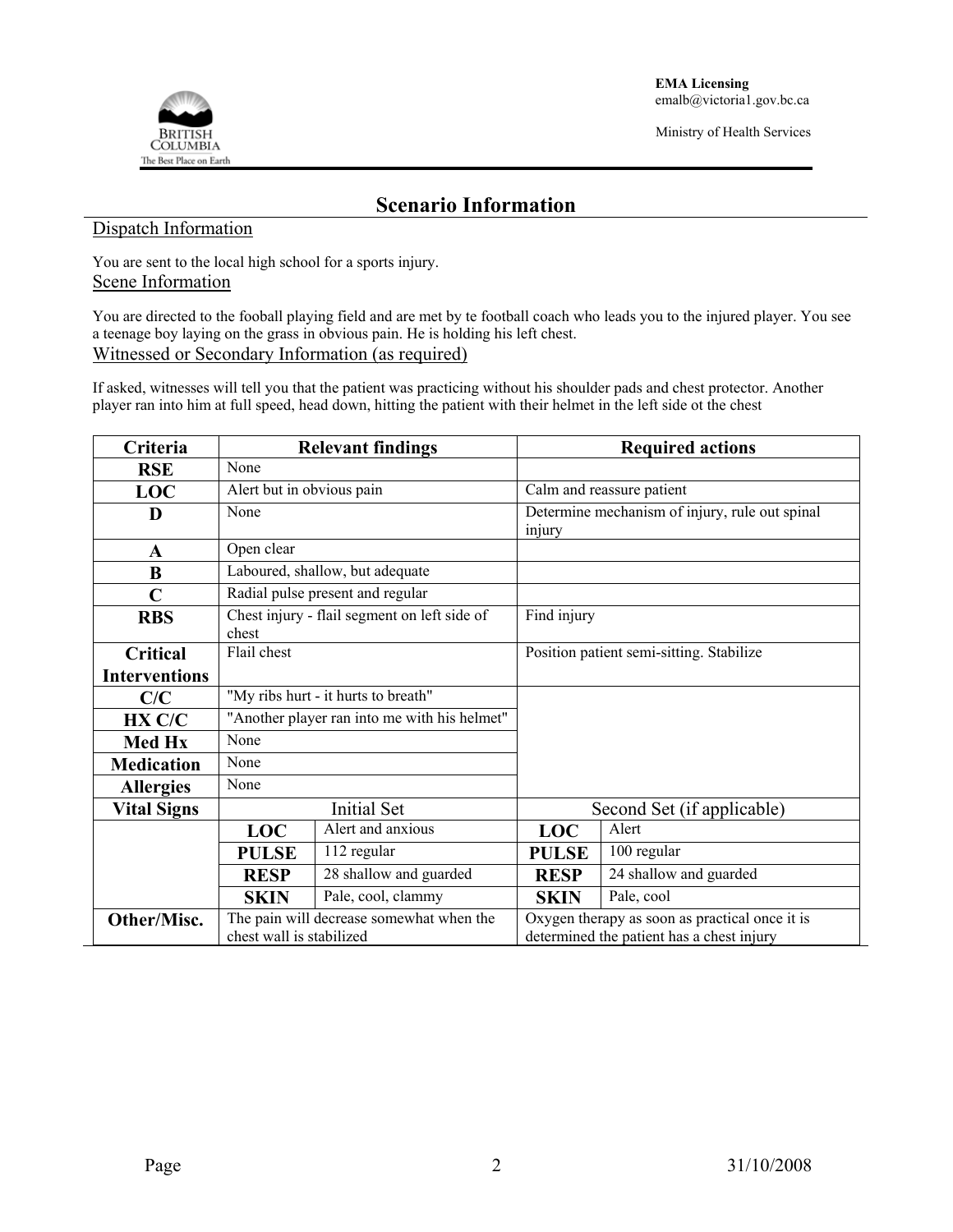## Scenario Information

### Dispatch Information

You are sent to the local high school for a sports injury.

### Scene Information

You are directed to the fooball playing field and are met by te football coach who leads you to the injured player. You see a teenage boy laying on the grass in obvious pain. He is holding his left chest.

### Witnessed or Secondary Information (as required)

If asked, witnesses will tell you that the patient was practicing without his shoulder pads and chest protector. Another player ran into him at full speed, head down, hitting the patient with their helmet in the left side ot the chest

| Criteria | Relevant findings | | Required actions | |
|---|---|---|---|---|
| **RSE** | None | | | |
| **LOC** | Alert but in obvious pain | | Calm and reassure patient | |
| **D** | None | | Determine mechanism of injury, rule out spinal injury | |
| **A** | Open clear | | | |
| **B** | Laboured, shallow, but adequate | | | |
| **C** | Radial pulse present and regular | | | |
| **RBS** | Chest injury - flail segment on left side of chest | | Find injury | |
| **Critical Interventions** | Flail chest | | Position patient semi-sitting. Stabilize | |
| **C/C** | "My ribs hurt - it hurts to breath" | | | |
| **HX C/C** | "Another player ran into me with his helmet" | | | |
| **Med Hx** | None | | | |
| **Medication** | None | | | |
| **Allergies** | None | | | |
| **Vital Signs** | Initial Set | | Second Set (if applicable) | |
| | **LOC** | Alert and anxious | **LOC** | Alert |
| | **PULSE** | 112 regular | **PULSE** | 100 regular |
| | **RESP** | 28 shallow and guarded | **RESP** | 24 shallow and guarded |
| | **SKIN** | Pale, cool, clammy | **SKIN** | Pale, cool |
| **Other/Misc.** | The pain will decrease somewhat when the chest wall is stabilized | | Oxygen therapy as soon as practical once it is determined the patient has a chest injury | |